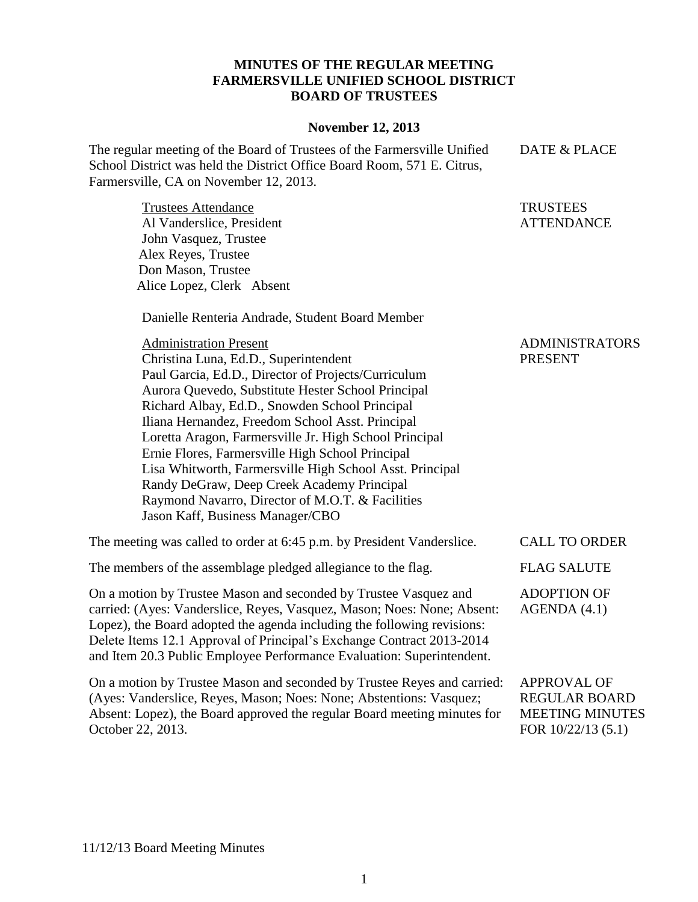**MINUTES OF THE REGULAR MEETING**
**FARMERSVILLE UNIFIED SCHOOL DISTRICT**
**BOARD OF TRUSTEES**

**November 12, 2013**

DATE & PLACE

The regular meeting of the Board of Trustees of the Farmersville Unified School District was held the District Office Board Room, 571 E. Citrus, Farmersville, CA on November 12, 2013.

TRUSTEES ATTENDANCE

Trustees Attendance
Al Vanderslice, President
John Vasquez, Trustee
Alex Reyes, Trustee
Don Mason, Trustee
Alice Lopez, Clerk Absent

Danielle Renteria Andrade, Student Board Member

ADMINISTRATORS PRESENT

Administration Present
Christina Luna, Ed.D., Superintendent
Paul Garcia, Ed.D., Director of Projects/Curriculum
Aurora Quevedo, Substitute Hester School Principal
Richard Albay, Ed.D., Snowden School Principal
Iliana Hernandez, Freedom School Asst. Principal
Loretta Aragon, Farmersville Jr. High School Principal
Ernie Flores, Farmersville High School Principal
Lisa Whitworth, Farmersville High School Asst. Principal
Randy DeGraw, Deep Creek Academy Principal
Raymond Navarro, Director of M.O.T. & Facilities
Jason Kaff, Business Manager/CBO

CALL TO ORDER

The meeting was called to order at 6:45 p.m. by President Vanderslice.

FLAG SALUTE

The members of the assemblage pledged allegiance to the flag.

ADOPTION OF AGENDA (4.1)

On a motion by Trustee Mason and seconded by Trustee Vasquez and carried: (Ayes: Vanderslice, Reyes, Vasquez, Mason; Noes: None; Absent: Lopez), the Board adopted the agenda including the following revisions: Delete Items 12.1 Approval of Principal's Exchange Contract 2013-2014 and Item 20.3 Public Employee Performance Evaluation: Superintendent.

APPROVAL OF REGULAR BOARD MEETING MINUTES FOR 10/22/13 (5.1)

On a motion by Trustee Mason and seconded by Trustee Reyes and carried: (Ayes: Vanderslice, Reyes, Mason; Noes: None; Abstentions: Vasquez; Absent: Lopez), the Board approved the regular Board meeting minutes for October 22, 2013.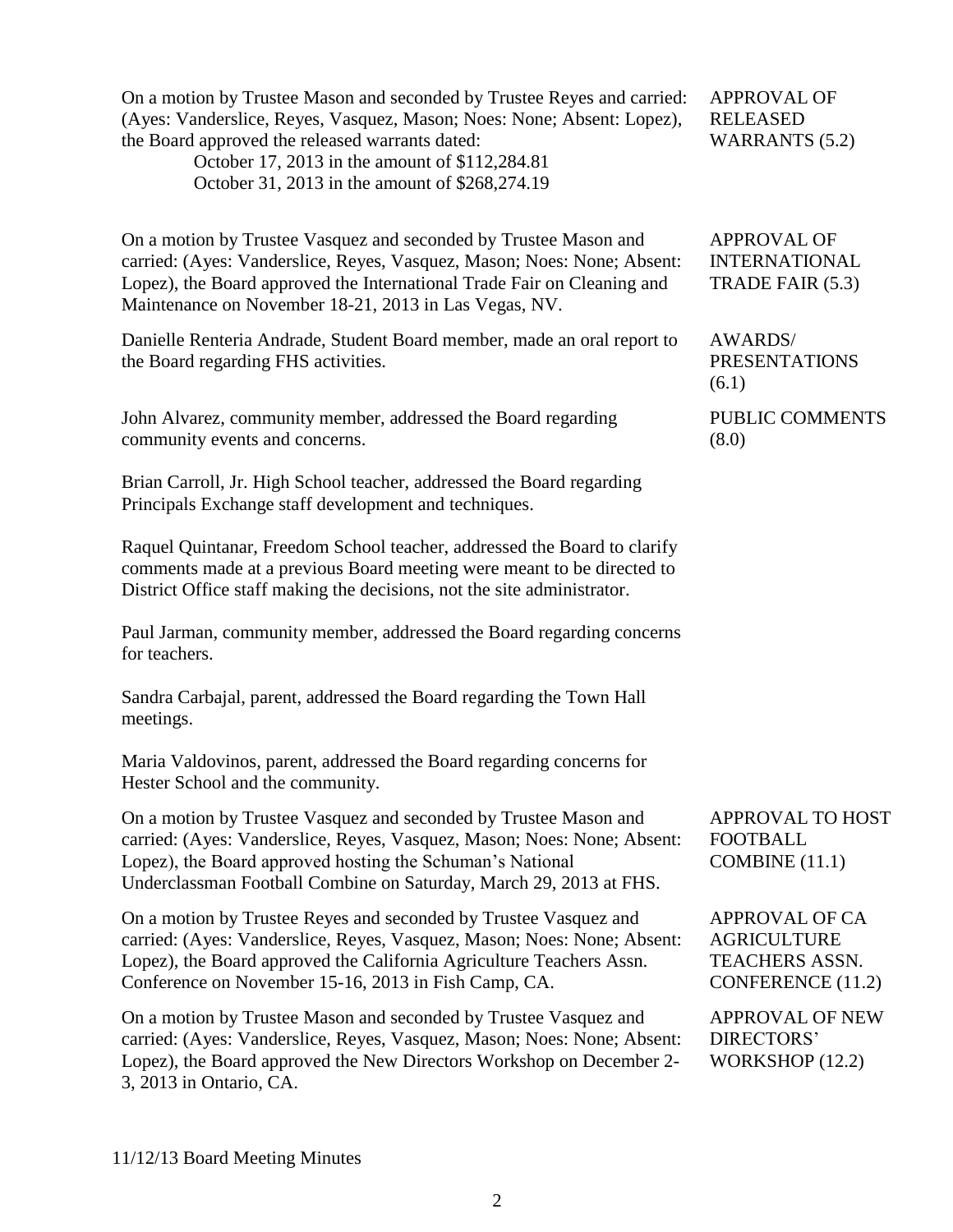On a motion by Trustee Mason and seconded by Trustee Reyes and carried: (Ayes: Vanderslice, Reyes, Vasquez, Mason; Noes: None; Absent: Lopez), the Board approved the released warrants dated:

October 17, 2013 in the amount of $112,284.81
October 31, 2013 in the amount of $268,274.19

APPROVAL OF RELEASED WARRANTS (5.2)

On a motion by Trustee Vasquez and seconded by Trustee Mason and carried: (Ayes: Vanderslice, Reyes, Vasquez, Mason; Noes: None; Absent: Lopez), the Board approved the International Trade Fair on Cleaning and Maintenance on November 18-21, 2013 in Las Vegas, NV.

APPROVAL OF INTERNATIONAL TRADE FAIR (5.3)

Danielle Renteria Andrade, Student Board member, made an oral report to the Board regarding FHS activities.

AWARDS/ PRESENTATIONS (6.1)

John Alvarez, community member, addressed the Board regarding community events and concerns.

PUBLIC COMMENTS (8.0)

Brian Carroll, Jr. High School teacher, addressed the Board regarding Principals Exchange staff development and techniques.

Raquel Quintanar, Freedom School teacher, addressed the Board to clarify comments made at a previous Board meeting were meant to be directed to District Office staff making the decisions, not the site administrator.

Paul Jarman, community member, addressed the Board regarding concerns for teachers.

Sandra Carbajal, parent, addressed the Board regarding the Town Hall meetings.

Maria Valdovinos, parent, addressed the Board regarding concerns for Hester School and the community.

On a motion by Trustee Vasquez and seconded by Trustee Mason and carried: (Ayes: Vanderslice, Reyes, Vasquez, Mason; Noes: None; Absent: Lopez), the Board approved hosting the Schuman's National Underclassman Football Combine on Saturday, March 29, 2013 at FHS.

APPROVAL TO HOST FOOTBALL COMBINE (11.1)

On a motion by Trustee Reyes and seconded by Trustee Vasquez and carried: (Ayes: Vanderslice, Reyes, Vasquez, Mason; Noes: None; Absent: Lopez), the Board approved the California Agriculture Teachers Assn. Conference on November 15-16, 2013 in Fish Camp, CA.

APPROVAL OF CA AGRICULTURE TEACHERS ASSN. CONFERENCE (11.2)

On a motion by Trustee Mason and seconded by Trustee Vasquez and carried: (Ayes: Vanderslice, Reyes, Vasquez, Mason; Noes: None; Absent: Lopez), the Board approved the New Directors Workshop on December 2-3, 2013 in Ontario, CA.

APPROVAL OF NEW DIRECTORS' WORKSHOP (12.2)

11/12/13 Board Meeting Minutes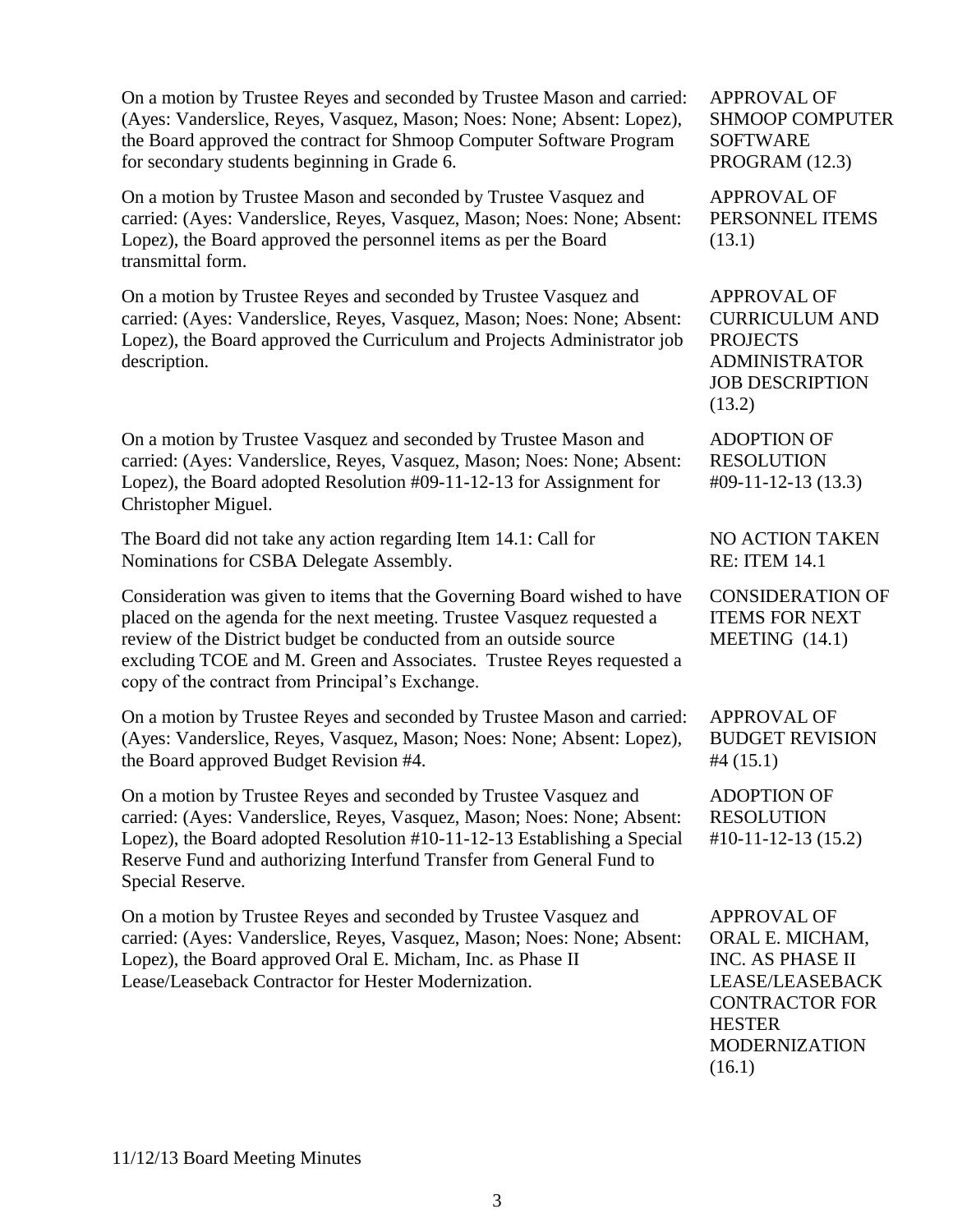On a motion by Trustee Reyes and seconded by Trustee Mason and carried: (Ayes: Vanderslice, Reyes, Vasquez, Mason; Noes: None; Absent: Lopez), the Board approved the contract for Shmoop Computer Software Program for secondary students beginning in Grade 6.

**APPROVAL OF SHMOOP COMPUTER SOFTWARE PROGRAM (12.3)**

On a motion by Trustee Mason and seconded by Trustee Vasquez and carried: (Ayes: Vanderslice, Reyes, Vasquez, Mason; Noes: None; Absent: Lopez), the Board approved the personnel items as per the Board transmittal form.

**APPROVAL OF PERSONNEL ITEMS (13.1)**

On a motion by Trustee Reyes and seconded by Trustee Vasquez and carried: (Ayes: Vanderslice, Reyes, Vasquez, Mason; Noes: None; Absent: Lopez), the Board approved the Curriculum and Projects Administrator job description.

**APPROVAL OF CURRICULUM AND PROJECTS ADMINISTRATOR JOB DESCRIPTION (13.2)**

On a motion by Trustee Vasquez and seconded by Trustee Mason and carried: (Ayes: Vanderslice, Reyes, Vasquez, Mason; Noes: None; Absent: Lopez), the Board adopted Resolution #09-11-12-13 for Assignment for Christopher Miguel.

**ADOPTION OF RESOLUTION #09-11-12-13 (13.3)**

The Board did not take any action regarding Item 14.1: Call for Nominations for CSBA Delegate Assembly.

**NO ACTION TAKEN RE: ITEM 14.1**

Consideration was given to items that the Governing Board wished to have placed on the agenda for the next meeting. Trustee Vasquez requested a review of the District budget be conducted from an outside source excluding TCOE and M. Green and Associates. Trustee Reyes requested a copy of the contract from Principal's Exchange.

**CONSIDERATION OF ITEMS FOR NEXT MEETING (14.1)**

On a motion by Trustee Reyes and seconded by Trustee Mason and carried: (Ayes: Vanderslice, Reyes, Vasquez, Mason; Noes: None; Absent: Lopez), the Board approved Budget Revision #4.

**APPROVAL OF BUDGET REVISION #4 (15.1)**

On a motion by Trustee Reyes and seconded by Trustee Vasquez and carried: (Ayes: Vanderslice, Reyes, Vasquez, Mason; Noes: None; Absent: Lopez), the Board adopted Resolution #10-11-12-13 Establishing a Special Reserve Fund and authorizing Interfund Transfer from General Fund to Special Reserve.

**ADOPTION OF RESOLUTION #10-11-12-13 (15.2)**

On a motion by Trustee Reyes and seconded by Trustee Vasquez and carried: (Ayes: Vanderslice, Reyes, Vasquez, Mason; Noes: None; Absent: Lopez), the Board approved Oral E. Micham, Inc. as Phase II Lease/Leaseback Contractor for Hester Modernization.

**APPROVAL OF ORAL E. MICHAM, INC. AS PHASE II LEASE/LEASEBACK CONTRACTOR FOR HESTER MODERNIZATION (16.1)**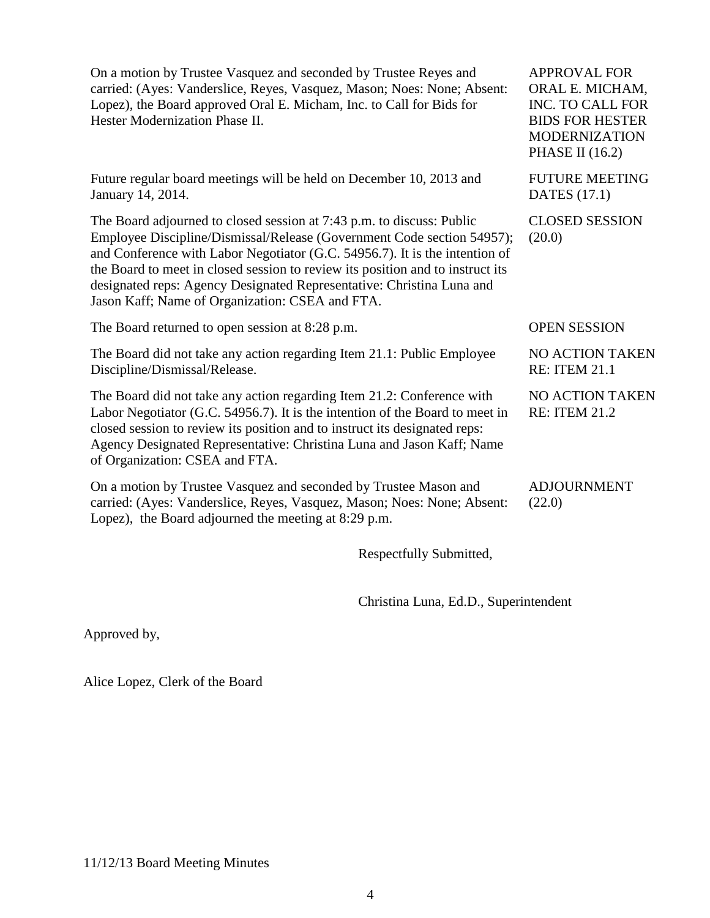| | |
|---|---|
| On a motion by Trustee Vasquez and seconded by Trustee Reyes and carried: (Ayes: Vanderslice, Reyes, Vasquez, Mason; Noes: None; Absent: Lopez), the Board approved Oral E. Micham, Inc. to Call for Bids for Hester Modernization Phase II. | APPROVAL FOR ORAL E. MICHAM, INC. TO CALL FOR BIDS FOR HESTER MODERNIZATION PHASE II (16.2) |
| Future regular board meetings will be held on December 10, 2013 and January 14, 2014. | FUTURE MEETING DATES (17.1) |
| The Board adjourned to closed session at 7:43 p.m. to discuss: Public Employee Discipline/Dismissal/Release (Government Code section 54957); and Conference with Labor Negotiator (G.C. 54956.7). It is the intention of the Board to meet in closed session to review its position and to instruct its designated reps: Agency Designated Representative: Christina Luna and Jason Kaff; Name of Organization: CSEA and FTA. | CLOSED SESSION (20.0) |
| The Board returned to open session at 8:28 p.m. | OPEN SESSION |
| The Board did not take any action regarding Item 21.1: Public Employee Discipline/Dismissal/Release. | NO ACTION TAKEN RE: ITEM 21.1 |
| The Board did not take any action regarding Item 21.2: Conference with Labor Negotiator (G.C. 54956.7). It is the intention of the Board to meet in closed session to review its position and to instruct its designated reps: Agency Designated Representative: Christina Luna and Jason Kaff; Name of Organization: CSEA and FTA. | NO ACTION TAKEN RE: ITEM 21.2 |
| On a motion by Trustee Vasquez and seconded by Trustee Mason and carried: (Ayes: Vanderslice, Reyes, Vasquez, Mason; Noes: None; Absent: Lopez), the Board adjourned the meeting at 8:29 p.m. | ADJOURNMENT (22.0) |

Respectfully Submitted,

Christina Luna, Ed.D., Superintendent

Approved by,

Alice Lopez, Clerk of the Board

11/12/13 Board Meeting Minutes